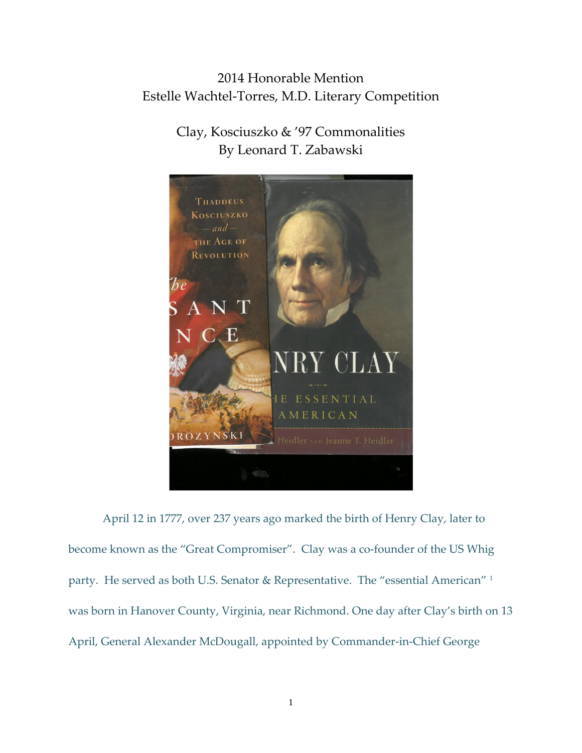2014 Honorable Mention
Estelle Wachtel-Torres, M.D. Literary Competition

# Clay, Kosciuszko & '97 Commonalities

By Leonard T. Zabawski

April 12 in 1777, over 237 years ago marked the birth of Henry Clay, later to become known as the "Great Compromiser". Clay was a co-founder of the US Whig party. He served as both U.S. Senator & Representative. The "essential American" [1] was born in Hanover County, Virginia, near Richmond. One day after Clay's birth on 13 April, General Alexander McDougall, appointed by Commander-in-Chief George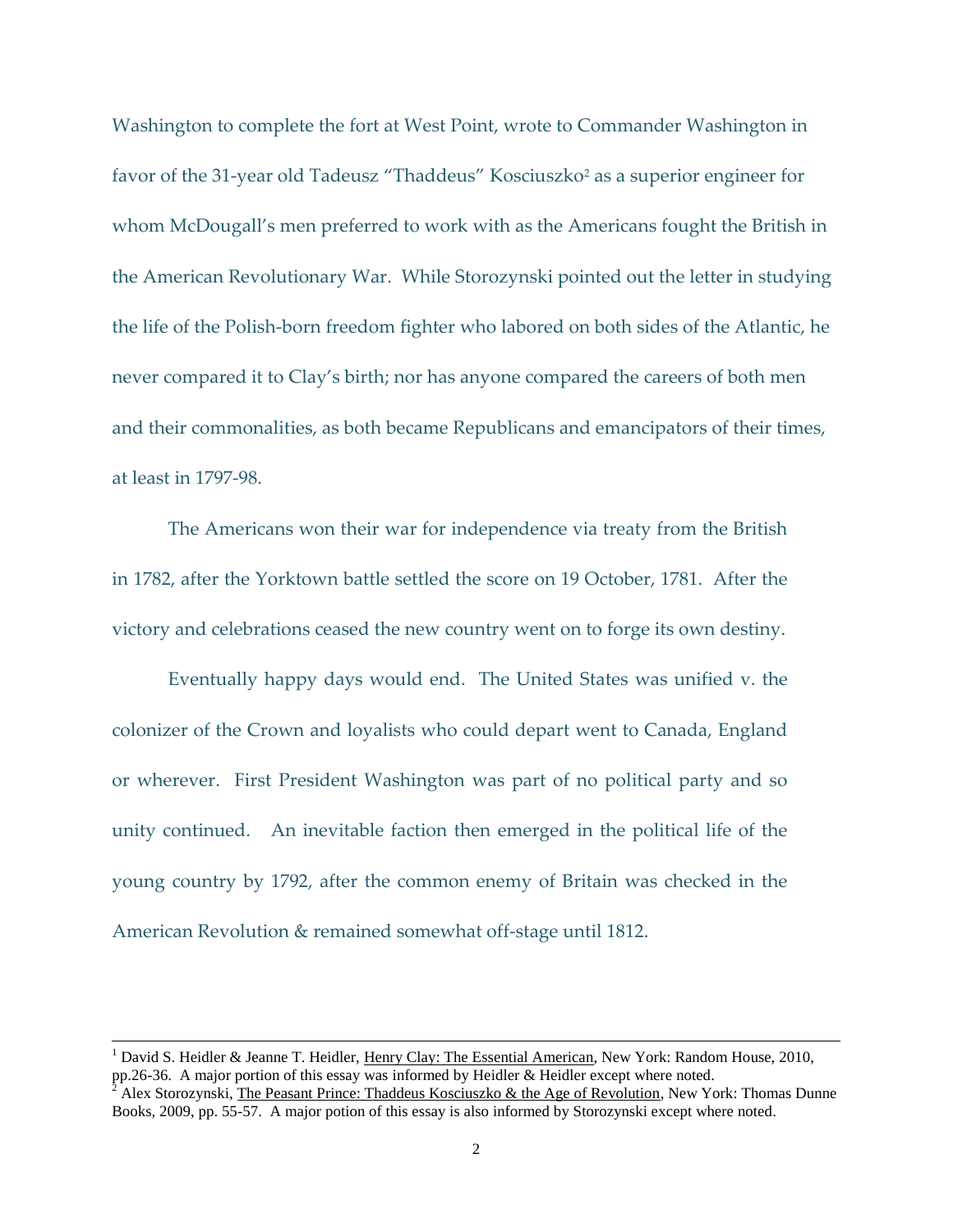Washington to complete the fort at West Point, wrote to Commander Washington in favor of the 31-year old Tadeusz "Thaddeus" Kosciuszko[2] as a superior engineer for whom McDougall's men preferred to work with as the Americans fought the British in the American Revolutionary War. While Storozynski pointed out the letter in studying the life of the Polish-born freedom fighter who labored on both sides of the Atlantic, he never compared it to Clay's birth; nor has anyone compared the careers of both men and their commonalities, as both became Republicans and emancipators of their times, at least in 1797-98.

The Americans won their war for independence via treaty from the British in 1782, after the Yorktown battle settled the score on 19 October, 1781. After the victory and celebrations ceased the new country went on to forge its own destiny.

Eventually happy days would end. The United States was unified v. the colonizer of the Crown and loyalists who could depart went to Canada, England or wherever. First President Washington was part of no political party and so unity continued. An inevitable faction then emerged in the political life of the young country by 1792, after the common enemy of Britain was checked in the American Revolution & remained somewhat off-stage until 1812.

---

[1] David S. Heidler & Jeanne T. Heidler, Henry Clay: The Essential American, New York: Random House, 2010, pp.26-36. A major portion of this essay was informed by Heidler & Heidler except where noted.

[2] Alex Storozynski, The Peasant Prince: Thaddeus Kosciuszko & the Age of Revolution, New York: Thomas Dunne Books, 2009, pp. 55-57. A major potion of this essay is also informed by Storozynski except where noted.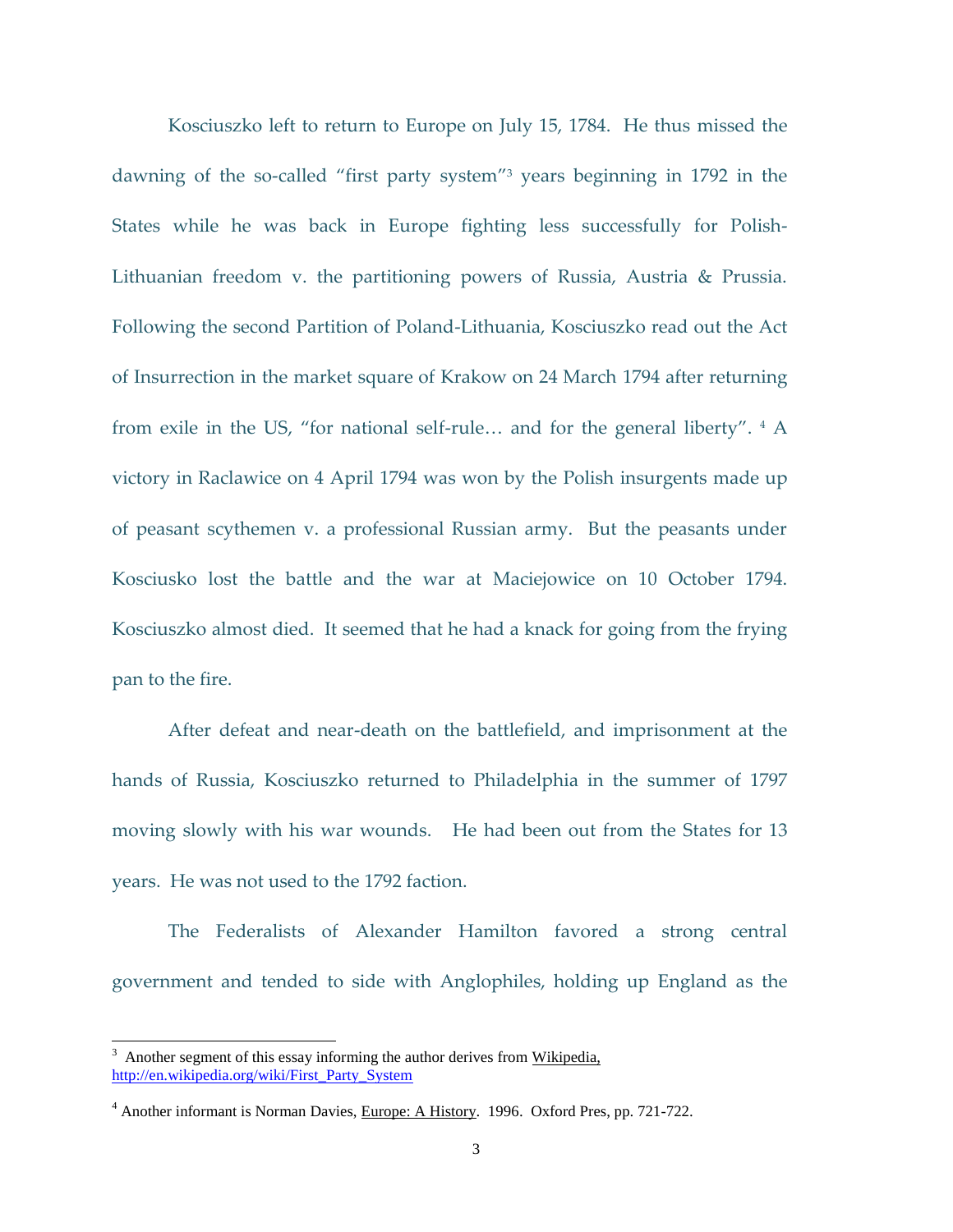Kosciuszko left to return to Europe on July 15, 1784. He thus missed the dawning of the so-called "first party system"[3] years beginning in 1792 in the States while he was back in Europe fighting less successfully for Polish-Lithuanian freedom v. the partitioning powers of Russia, Austria & Prussia. Following the second Partition of Poland-Lithuania, Kosciuszko read out the Act of Insurrection in the market square of Krakow on 24 March 1794 after returning from exile in the US, "for national self-rule… and for the general liberty". [4] A victory in Raclawice on 4 April 1794 was won by the Polish insurgents made up of peasant scythemen v. a professional Russian army. But the peasants under Kosciusko lost the battle and the war at Maciejowice on 10 October 1794. Kosciuszko almost died. It seemed that he had a knack for going from the frying pan to the fire.

After defeat and near-death on the battlefield, and imprisonment at the hands of Russia, Kosciuszko returned to Philadelphia in the summer of 1797 moving slowly with his war wounds. He had been out from the States for 13 years. He was not used to the 1792 faction.

The Federalists of Alexander Hamilton favored a strong central government and tended to side with Anglophiles, holding up England as the

---

[3] Another segment of this essay informing the author derives from Wikipedia, http://en.wikipedia.org/wiki/First_Party_System

[4] Another informant is Norman Davies, Europe: A History. 1996. Oxford Pres, pp. 721-722.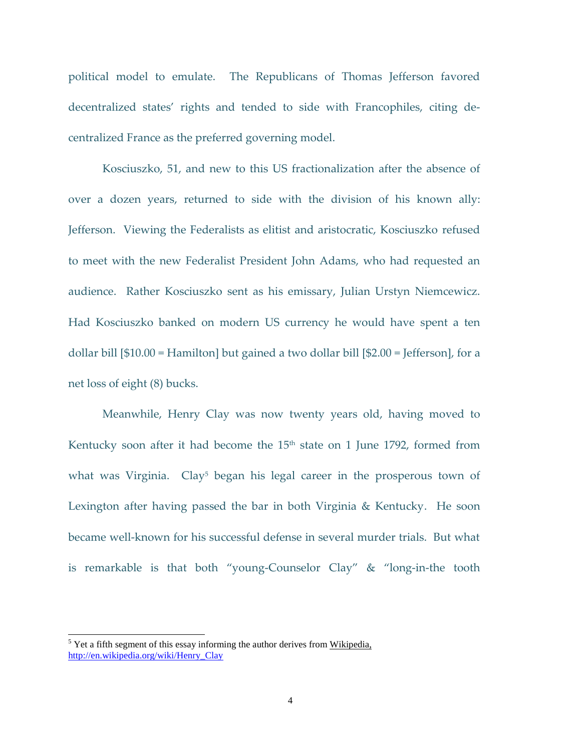political model to emulate. The Republicans of Thomas Jefferson favored decentralized states' rights and tended to side with Francophiles, citing de-centralized France as the preferred governing model.

Kosciuszko, 51, and new to this US fractionalization after the absence of over a dozen years, returned to side with the division of his known ally: Jefferson. Viewing the Federalists as elitist and aristocratic, Kosciuszko refused to meet with the new Federalist President John Adams, who had requested an audience. Rather Kosciuszko sent as his emissary, Julian Urstyn Niemcewicz. Had Kosciuszko banked on modern US currency he would have spent a ten dollar bill [$10.00 = Hamilton] but gained a two dollar bill [$2.00 = Jefferson], for a net loss of eight (8) bucks.

Meanwhile, Henry Clay was now twenty years old, having moved to Kentucky soon after it had become the 15th state on 1 June 1792, formed from what was Virginia. Clay[5] began his legal career in the prosperous town of Lexington after having passed the bar in both Virginia & Kentucky. He soon became well-known for his successful defense in several murder trials. But what is remarkable is that both "young-Counselor Clay" & "long-in-the tooth

---

[5] Yet a fifth segment of this essay informing the author derives from Wikipedia, http://en.wikipedia.org/wiki/Henry_Clay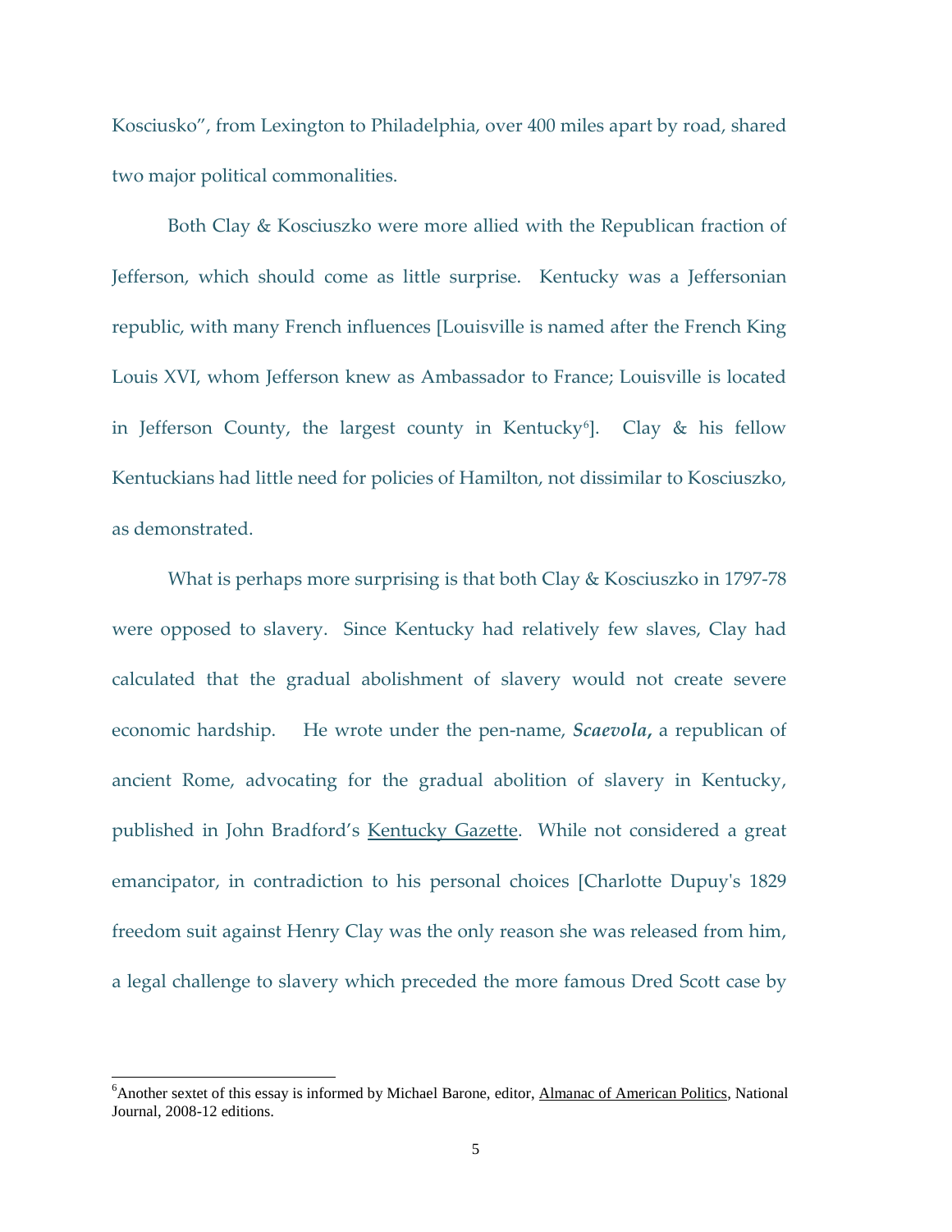Kosciusko", from Lexington to Philadelphia, over 400 miles apart by road, shared two major political commonalities.

Both Clay & Kosciuszko were more allied with the Republican fraction of Jefferson, which should come as little surprise. Kentucky was a Jeffersonian republic, with many French influences [Louisville is named after the French King Louis XVI, whom Jefferson knew as Ambassador to France; Louisville is located in Jefferson County, the largest county in Kentucky[6]]. Clay & his fellow Kentuckians had little need for policies of Hamilton, not dissimilar to Kosciuszko, as demonstrated.

What is perhaps more surprising is that both Clay & Kosciuszko in 1797-78 were opposed to slavery. Since Kentucky had relatively few slaves, Clay had calculated that the gradual abolishment of slavery would not create severe economic hardship. He wrote under the pen-name, ***Scaevola,*** a republican of ancient Rome, advocating for the gradual abolition of slavery in Kentucky, published in John Bradford's Kentucky Gazette. While not considered a great emancipator, in contradiction to his personal choices [Charlotte Dupuy's 1829 freedom suit against Henry Clay was the only reason she was released from him, a legal challenge to slavery which preceded the more famous Dred Scott case by

---

[6]Another sextet of this essay is informed by Michael Barone, editor, Almanac of American Politics, National Journal, 2008-12 editions.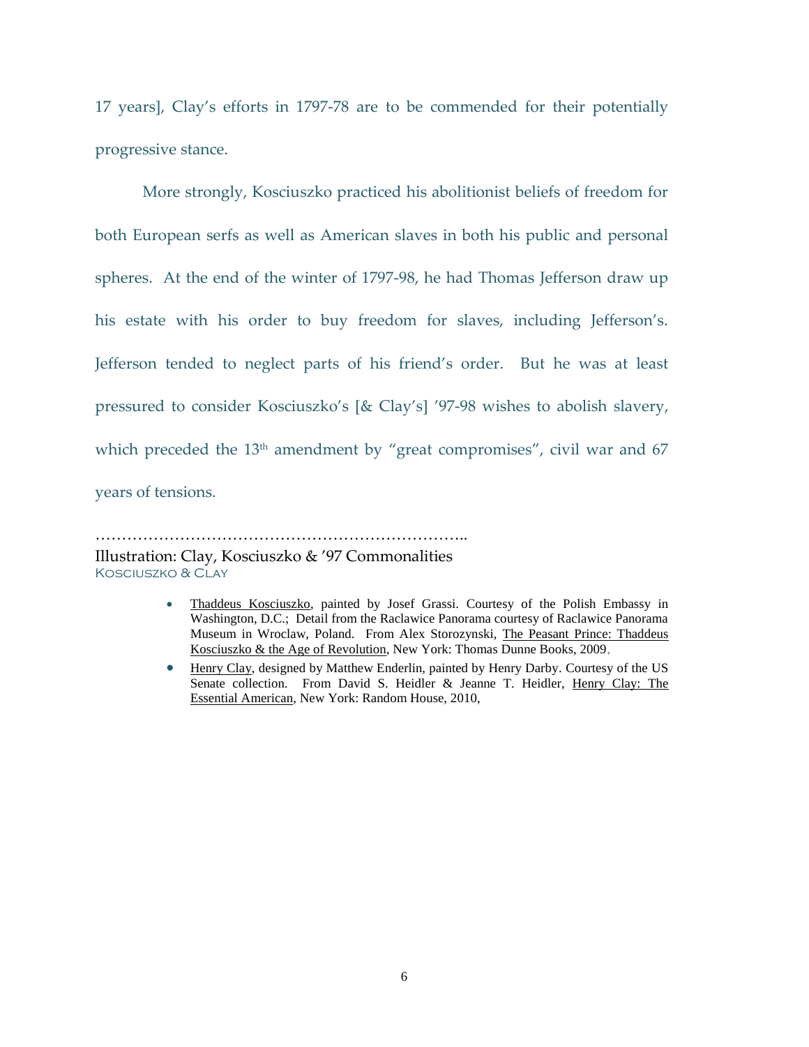17 years], Clay's efforts in 1797-78 are to be commended for their potentially progressive stance.

More strongly, Kosciuszko practiced his abolitionist beliefs of freedom for both European serfs as well as American slaves in both his public and personal spheres. At the end of the winter of 1797-98, he had Thomas Jefferson draw up his estate with his order to buy freedom for slaves, including Jefferson's. Jefferson tended to neglect parts of his friend's order. But he was at least pressured to consider Kosciuszko's [& Clay's] '97-98 wishes to abolish slavery, which preceded the 13th amendment by "great compromises", civil war and 67 years of tensions.

……………………………………………………………..

Illustration: Clay, Kosciuszko & '97 Commonalities

KOSCIUSZKO & CLAY

- Thaddeus Kosciuszko, painted by Josef Grassi. Courtesy of the Polish Embassy in Washington, D.C.; Detail from the Raclawice Panorama courtesy of Raclawice Panorama Museum in Wroclaw, Poland. From Alex Storozynski, The Peasant Prince: Thaddeus Kosciuszko & the Age of Revolution, New York: Thomas Dunne Books, 2009,
- Henry Clay, designed by Matthew Enderlin, painted by Henry Darby. Courtesy of the US Senate collection. From David S. Heidler & Jeanne T. Heidler, Henry Clay: The Essential American, New York: Random House, 2010,